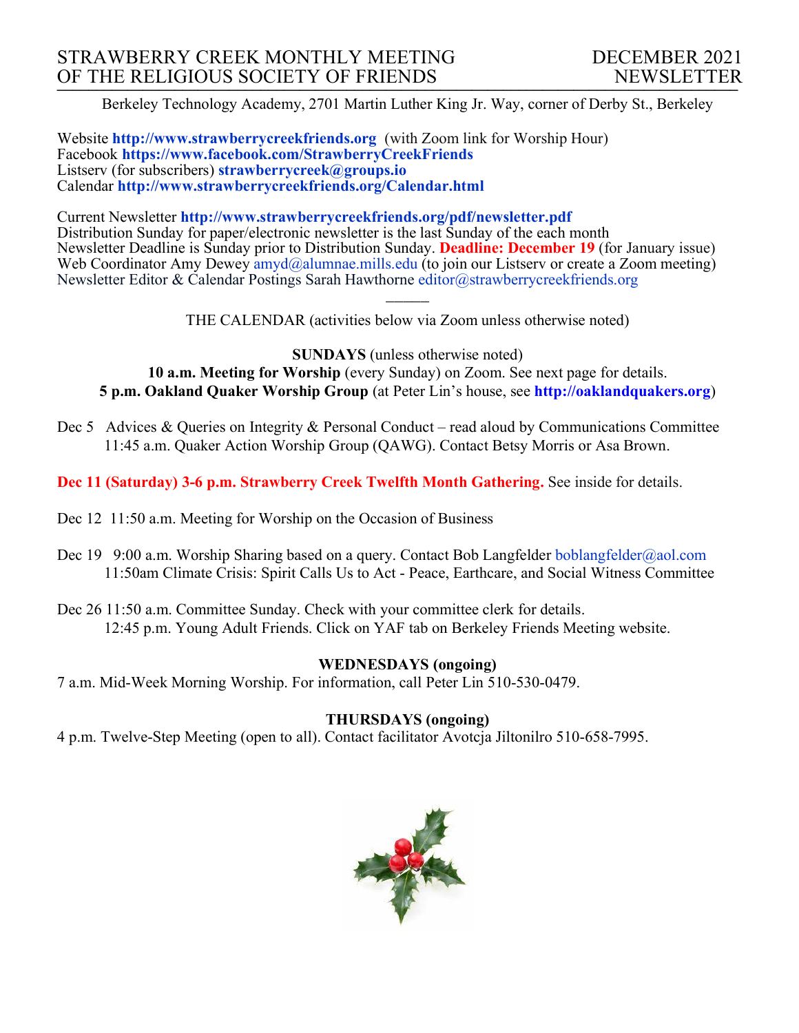# STRAWBERRY CREEK MONTHLY MEETING OF THE RELIGIOUS SOCIETY OF FRIENDS

# DECEMBER 2021 NEWSLETTER

Berkeley Technology Academy, 2701 Martin Luther King Jr. Way, corner of Derby St., Berkeley

Website **http://www.strawberrycreekfriends.org** (with Zoom link for Worship Hour)
Facebook **https://www.facebook.com/StrawberryCreekFriends**
Listserv (for subscribers) **strawberrycreek@groups.io**
Calendar **http://www.strawberrycreekfriends.org/Calendar.html**

Current Newsletter **http://www.strawberrycreekfriends.org/pdf/newsletter.pdf**
Distribution Sunday for paper/electronic newsletter is the last Sunday of the each month
Newsletter Deadline is Sunday prior to Distribution Sunday. **Deadline: December 19** (for January issue)
Web Coordinator Amy Dewey amyd@alumnae.mills.edu (to join our Listserv or create a Zoom meeting)
Newsletter Editor & Calendar Postings Sarah Hawthorne editor@strawberrycreekfriends.org

———

THE CALENDAR (activities below via Zoom unless otherwise noted)

**SUNDAYS** (unless otherwise noted)

**10 a.m. Meeting for Worship** (every Sunday) on Zoom. See next page for details.

**5 p.m. Oakland Quaker Worship Group** (at Peter Lin's house, see **http://oaklandquakers.org**)

Dec 5 Advices & Queries on Integrity & Personal Conduct – read aloud by Communications Committee
11:45 a.m. Quaker Action Worship Group (QAWG). Contact Betsy Morris or Asa Brown.

**Dec 11 (Saturday) 3-6 p.m. Strawberry Creek Twelfth Month Gathering.** See inside for details.

Dec 12 11:50 a.m. Meeting for Worship on the Occasion of Business

Dec 19 9:00 a.m. Worship Sharing based on a query. Contact Bob Langfelder boblangfelder@aol.com
11:50am Climate Crisis: Spirit Calls Us to Act - Peace, Earthcare, and Social Witness Committee

Dec 26 11:50 a.m. Committee Sunday. Check with your committee clerk for details.
12:45 p.m. Young Adult Friends. Click on YAF tab on Berkeley Friends Meeting website.

**WEDNESDAYS (ongoing)**

7 a.m. Mid-Week Morning Worship. For information, call Peter Lin 510-530-0479.

**THURSDAYS (ongoing)**

4 p.m. Twelve-Step Meeting (open to all). Contact facilitator Avotcja Jiltonilro 510-658-7995.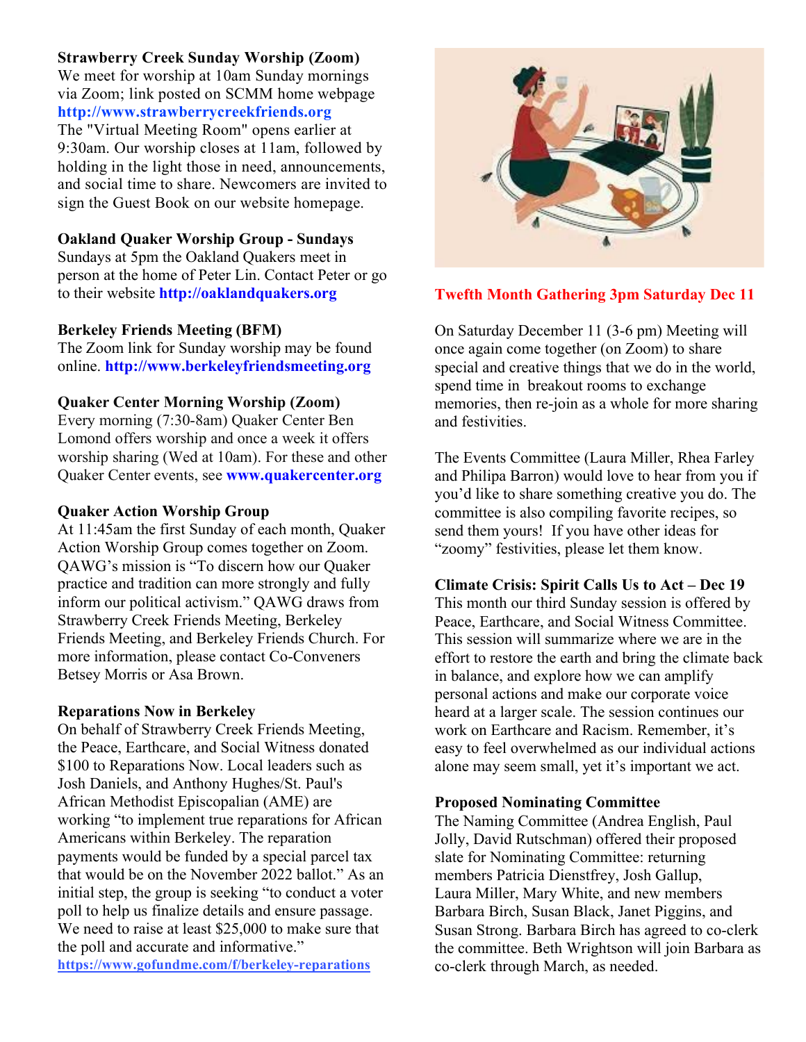**Strawberry Creek Sunday Worship (Zoom)**
We meet for worship at 10am Sunday mornings via Zoom; link posted on SCMM home webpage **http://www.strawberrycreekfriends.org**
The "Virtual Meeting Room" opens earlier at 9:30am. Our worship closes at 11am, followed by holding in the light those in need, announcements, and social time to share. Newcomers are invited to sign the Guest Book on our website homepage.

**Oakland Quaker Worship Group - Sundays**
Sundays at 5pm the Oakland Quakers meet in person at the home of Peter Lin. Contact Peter or go to their website **http://oaklandquakers.org**

**Berkeley Friends Meeting (BFM)**
The Zoom link for Sunday worship may be found online. **http://www.berkeleyfriendsmeeting.org**

**Quaker Center Morning Worship (Zoom)**
Every morning (7:30-8am) Quaker Center Ben Lomond offers worship and once a week it offers worship sharing (Wed at 10am). For these and other Quaker Center events, see **www.quakercenter.org**

**Quaker Action Worship Group**
At 11:45am the first Sunday of each month, Quaker Action Worship Group comes together on Zoom. QAWG's mission is "To discern how our Quaker practice and tradition can more strongly and fully inform our political activism." QAWG draws from Strawberry Creek Friends Meeting, Berkeley Friends Meeting, and Berkeley Friends Church. For more information, please contact Co-Conveners Betsey Morris or Asa Brown.

**Reparations Now in Berkeley**
On behalf of Strawberry Creek Friends Meeting, the Peace, Earthcare, and Social Witness donated $100 to Reparations Now. Local leaders such as Josh Daniels, and Anthony Hughes/St. Paul's African Methodist Episcopalian (AME) are working "to implement true reparations for African Americans within Berkeley. The reparation payments would be funded by a special parcel tax that would be on the November 2022 ballot." As an initial step, the group is seeking "to conduct a voter poll to help us finalize details and ensure passage. We need to raise at least $25,000 to make sure that the poll and accurate and informative."
**https://www.gofundme.com/f/berkeley-reparations**

**Twefth Month Gathering 3pm Saturday Dec 11**

On Saturday December 11 (3-6 pm) Meeting will once again come together (on Zoom) to share special and creative things that we do in the world, spend time in breakout rooms to exchange memories, then re-join as a whole for more sharing and festivities.

The Events Committee (Laura Miller, Rhea Farley and Philipa Barron) would love to hear from you if you'd like to share something creative you do. The committee is also compiling favorite recipes, so send them yours! If you have other ideas for "zoomy" festivities, please let them know.

**Climate Crisis: Spirit Calls Us to Act – Dec 19**
This month our third Sunday session is offered by Peace, Earthcare, and Social Witness Committee. This session will summarize where we are in the effort to restore the earth and bring the climate back in balance, and explore how we can amplify personal actions and make our corporate voice heard at a larger scale. The session continues our work on Earthcare and Racism. Remember, it's easy to feel overwhelmed as our individual actions alone may seem small, yet it's important we act.

**Proposed Nominating Committee**
The Naming Committee (Andrea English, Paul Jolly, David Rutschman) offered their proposed slate for Nominating Committee: returning members Patricia Dienstfrey, Josh Gallup, Laura Miller, Mary White, and new members Barbara Birch, Susan Black, Janet Piggins, and Susan Strong. Barbara Birch has agreed to co-clerk the committee. Beth Wrightson will join Barbara as co-clerk through March, as needed.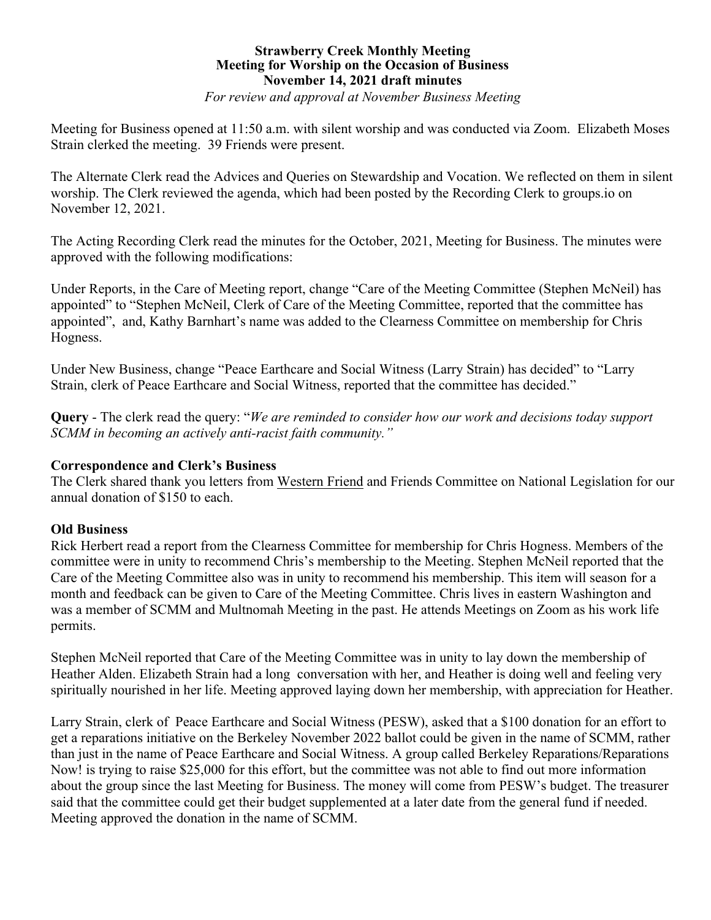**Strawberry Creek Monthly Meeting**
**Meeting for Worship on the Occasion of Business**
**November 14, 2021 draft minutes**
*For review and approval at November Business Meeting*

Meeting for Business opened at 11:50 a.m. with silent worship and was conducted via Zoom. Elizabeth Moses Strain clerked the meeting. 39 Friends were present.

The Alternate Clerk read the Advices and Queries on Stewardship and Vocation. We reflected on them in silent worship. The Clerk reviewed the agenda, which had been posted by the Recording Clerk to groups.io on November 12, 2021.

The Acting Recording Clerk read the minutes for the October, 2021, Meeting for Business. The minutes were approved with the following modifications:

Under Reports, in the Care of Meeting report, change "Care of the Meeting Committee (Stephen McNeil) has appointed" to "Stephen McNeil, Clerk of Care of the Meeting Committee, reported that the committee has appointed", and, Kathy Barnhart's name was added to the Clearness Committee on membership for Chris Hogness.

Under New Business, change "Peace Earthcare and Social Witness (Larry Strain) has decided" to "Larry Strain, clerk of Peace Earthcare and Social Witness, reported that the committee has decided."

**Query** - The clerk read the query: "*We are reminded to consider how our work and decisions today support SCMM in becoming an actively anti-racist faith community.*"

### Correspondence and Clerk's Business

The Clerk shared thank you letters from Western Friend and Friends Committee on National Legislation for our annual donation of $150 to each.

### Old Business

Rick Herbert read a report from the Clearness Committee for membership for Chris Hogness. Members of the committee were in unity to recommend Chris's membership to the Meeting. Stephen McNeil reported that the Care of the Meeting Committee also was in unity to recommend his membership. This item will season for a month and feedback can be given to Care of the Meeting Committee. Chris lives in eastern Washington and was a member of SCMM and Multnomah Meeting in the past. He attends Meetings on Zoom as his work life permits.

Stephen McNeil reported that Care of the Meeting Committee was in unity to lay down the membership of Heather Alden. Elizabeth Strain had a long conversation with her, and Heather is doing well and feeling very spiritually nourished in her life. Meeting approved laying down her membership, with appreciation for Heather.

Larry Strain, clerk of Peace Earthcare and Social Witness (PESW), asked that a $100 donation for an effort to get a reparations initiative on the Berkeley November 2022 ballot could be given in the name of SCMM, rather than just in the name of Peace Earthcare and Social Witness. A group called Berkeley Reparations/Reparations Now! is trying to raise $25,000 for this effort, but the committee was not able to find out more information about the group since the last Meeting for Business. The money will come from PESW's budget. The treasurer said that the committee could get their budget supplemented at a later date from the general fund if needed. Meeting approved the donation in the name of SCMM.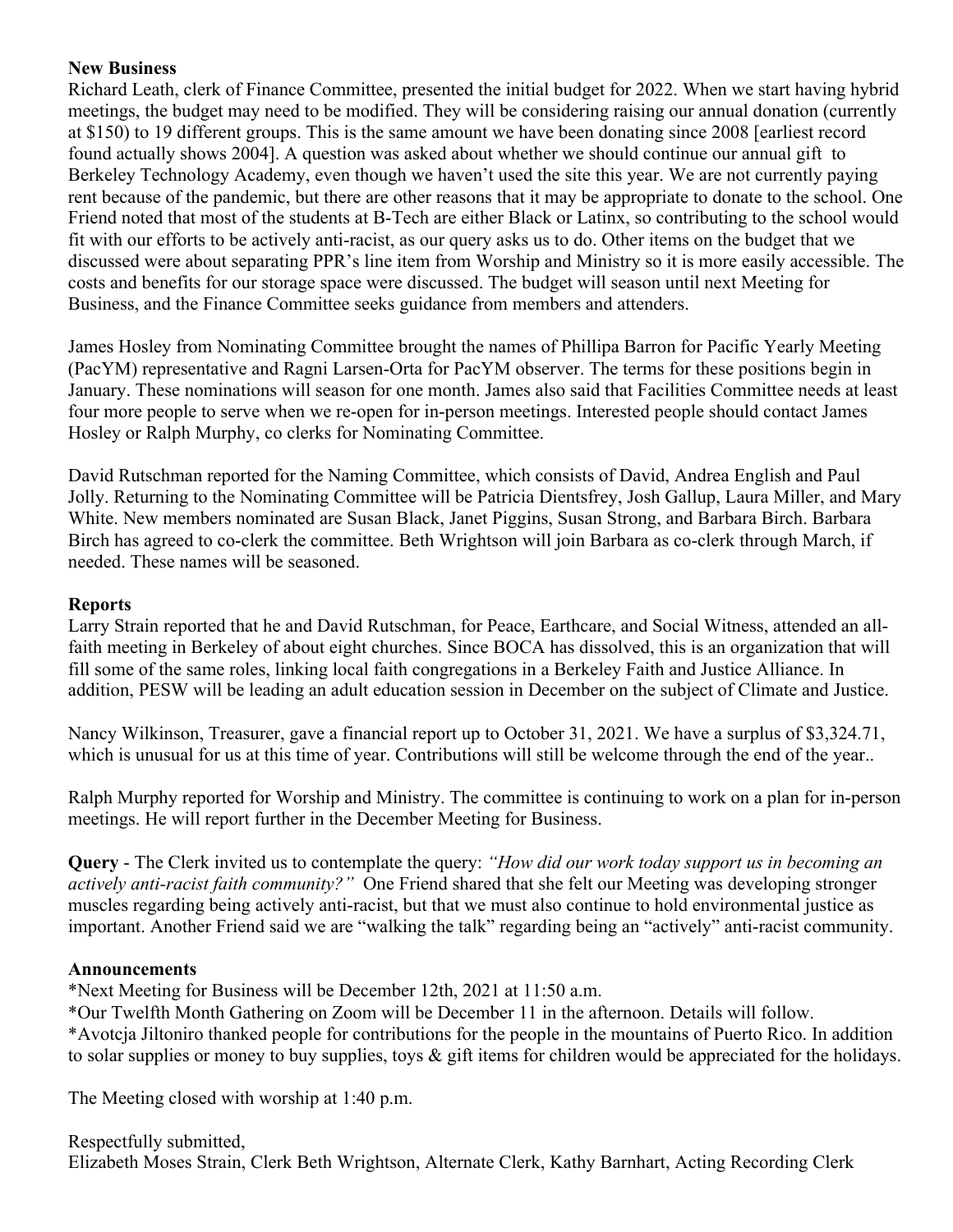**New Business**

Richard Leath, clerk of Finance Committee, presented the initial budget for 2022. When we start having hybrid meetings, the budget may need to be modified. They will be considering raising our annual donation (currently at $150) to 19 different groups. This is the same amount we have been donating since 2008 [earliest record found actually shows 2004]. A question was asked about whether we should continue our annual gift to Berkeley Technology Academy, even though we haven't used the site this year. We are not currently paying rent because of the pandemic, but there are other reasons that it may be appropriate to donate to the school. One Friend noted that most of the students at B-Tech are either Black or Latinx, so contributing to the school would fit with our efforts to be actively anti-racist, as our query asks us to do. Other items on the budget that we discussed were about separating PPR's line item from Worship and Ministry so it is more easily accessible. The costs and benefits for our storage space were discussed. The budget will season until next Meeting for Business, and the Finance Committee seeks guidance from members and attenders.

James Hosley from Nominating Committee brought the names of Phillipa Barron for Pacific Yearly Meeting (PacYM) representative and Ragni Larsen-Orta for PacYM observer. The terms for these positions begin in January. These nominations will season for one month. James also said that Facilities Committee needs at least four more people to serve when we re-open for in-person meetings. Interested people should contact James Hosley or Ralph Murphy, co clerks for Nominating Committee.

David Rutschman reported for the Naming Committee, which consists of David, Andrea English and Paul Jolly. Returning to the Nominating Committee will be Patricia Dientsfrey, Josh Gallup, Laura Miller, and Mary White. New members nominated are Susan Black, Janet Piggins, Susan Strong, and Barbara Birch. Barbara Birch has agreed to co-clerk the committee. Beth Wrightson will join Barbara as co-clerk through March, if needed. These names will be seasoned.

**Reports**

Larry Strain reported that he and David Rutschman, for Peace, Earthcare, and Social Witness, attended an all-faith meeting in Berkeley of about eight churches. Since BOCA has dissolved, this is an organization that will fill some of the same roles, linking local faith congregations in a Berkeley Faith and Justice Alliance. In addition, PESW will be leading an adult education session in December on the subject of Climate and Justice.

Nancy Wilkinson, Treasurer, gave a financial report up to October 31, 2021. We have a surplus of $3,324.71, which is unusual for us at this time of year. Contributions will still be welcome through the end of the year..

Ralph Murphy reported for Worship and Ministry. The committee is continuing to work on a plan for in-person meetings. He will report further in the December Meeting for Business.

**Query** - The Clerk invited us to contemplate the query: *"How did our work today support us in becoming an actively anti-racist faith community?"* One Friend shared that she felt our Meeting was developing stronger muscles regarding being actively anti-racist, but that we must also continue to hold environmental justice as important. Another Friend said we are "walking the talk" regarding being an "actively" anti-racist community.

**Announcements**

*Next Meeting for Business will be December 12th, 2021 at 11:50 a.m.
*Our Twelfth Month Gathering on Zoom will be December 11 in the afternoon. Details will follow.
*Avotcja Jiltoniro thanked people for contributions for the people in the mountains of Puerto Rico. In addition to solar supplies or money to buy supplies, toys & gift items for children would be appreciated for the holidays.

The Meeting closed with worship at 1:40 p.m.

Respectfully submitted,
Elizabeth Moses Strain, Clerk Beth Wrightson, Alternate Clerk, Kathy Barnhart, Acting Recording Clerk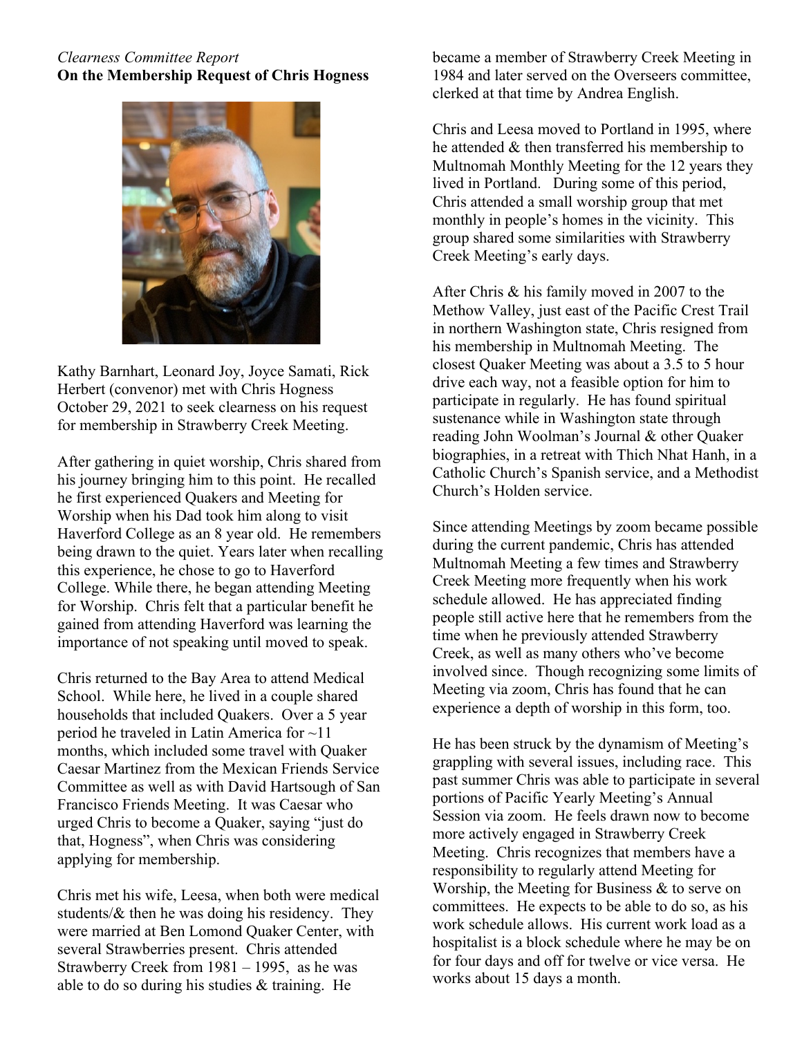*Clearness Committee Report*
**On the Membership Request of Chris Hogness**

Kathy Barnhart, Leonard Joy, Joyce Samati, Rick Herbert (convenor) met with Chris Hogness October 29, 2021 to seek clearness on his request for membership in Strawberry Creek Meeting.

After gathering in quiet worship, Chris shared from his journey bringing him to this point. He recalled he first experienced Quakers and Meeting for Worship when his Dad took him along to visit Haverford College as an 8 year old. He remembers being drawn to the quiet. Years later when recalling this experience, he chose to go to Haverford College. While there, he began attending Meeting for Worship. Chris felt that a particular benefit he gained from attending Haverford was learning the importance of not speaking until moved to speak.

Chris returned to the Bay Area to attend Medical School. While here, he lived in a couple shared households that included Quakers. Over a 5 year period he traveled in Latin America for ~11 months, which included some travel with Quaker Caesar Martinez from the Mexican Friends Service Committee as well as with David Hartsough of San Francisco Friends Meeting. It was Caesar who urged Chris to become a Quaker, saying "just do that, Hogness", when Chris was considering applying for membership.

Chris met his wife, Leesa, when both were medical students/& then he was doing his residency. They were married at Ben Lomond Quaker Center, with several Strawberries present. Chris attended Strawberry Creek from 1981 – 1995, as he was able to do so during his studies & training. He became a member of Strawberry Creek Meeting in 1984 and later served on the Overseers committee, clerked at that time by Andrea English.

Chris and Leesa moved to Portland in 1995, where he attended & then transferred his membership to Multnomah Monthly Meeting for the 12 years they lived in Portland. During some of this period, Chris attended a small worship group that met monthly in people's homes in the vicinity. This group shared some similarities with Strawberry Creek Meeting's early days.

After Chris & his family moved in 2007 to the Methow Valley, just east of the Pacific Crest Trail in northern Washington state, Chris resigned from his membership in Multnomah Meeting. The closest Quaker Meeting was about a 3.5 to 5 hour drive each way, not a feasible option for him to participate in regularly. He has found spiritual sustenance while in Washington state through reading John Woolman's Journal & other Quaker biographies, in a retreat with Thich Nhat Hanh, in a Catholic Church's Spanish service, and a Methodist Church's Holden service.

Since attending Meetings by zoom became possible during the current pandemic, Chris has attended Multnomah Meeting a few times and Strawberry Creek Meeting more frequently when his work schedule allowed. He has appreciated finding people still active here that he remembers from the time when he previously attended Strawberry Creek, as well as many others who've become involved since. Though recognizing some limits of Meeting via zoom, Chris has found that he can experience a depth of worship in this form, too.

He has been struck by the dynamism of Meeting's grappling with several issues, including race. This past summer Chris was able to participate in several portions of Pacific Yearly Meeting's Annual Session via zoom. He feels drawn now to become more actively engaged in Strawberry Creek Meeting. Chris recognizes that members have a responsibility to regularly attend Meeting for Worship, the Meeting for Business & to serve on committees. He expects to be able to do so, as his work schedule allows. His current work load as a hospitalist is a block schedule where he may be on for four days and off for twelve or vice versa. He works about 15 days a month.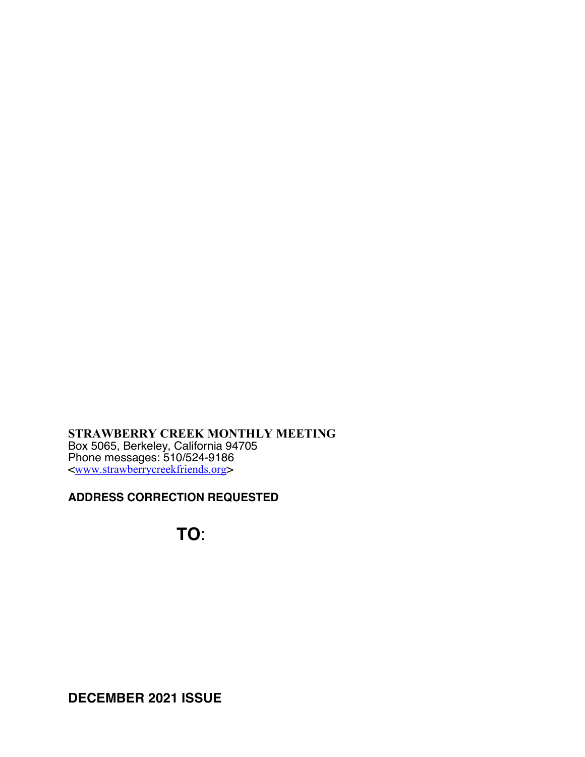**STRAWBERRY CREEK MONTHLY MEETING**
Box 5065, Berkeley, California 94705
Phone messages: 510/524-9186
<[www.strawberrycreekfriends.org](http://www.strawberrycreekfriends.org)>

**ADDRESS CORRECTION REQUESTED**

**TO**:

**DECEMBER 2021 ISSUE**